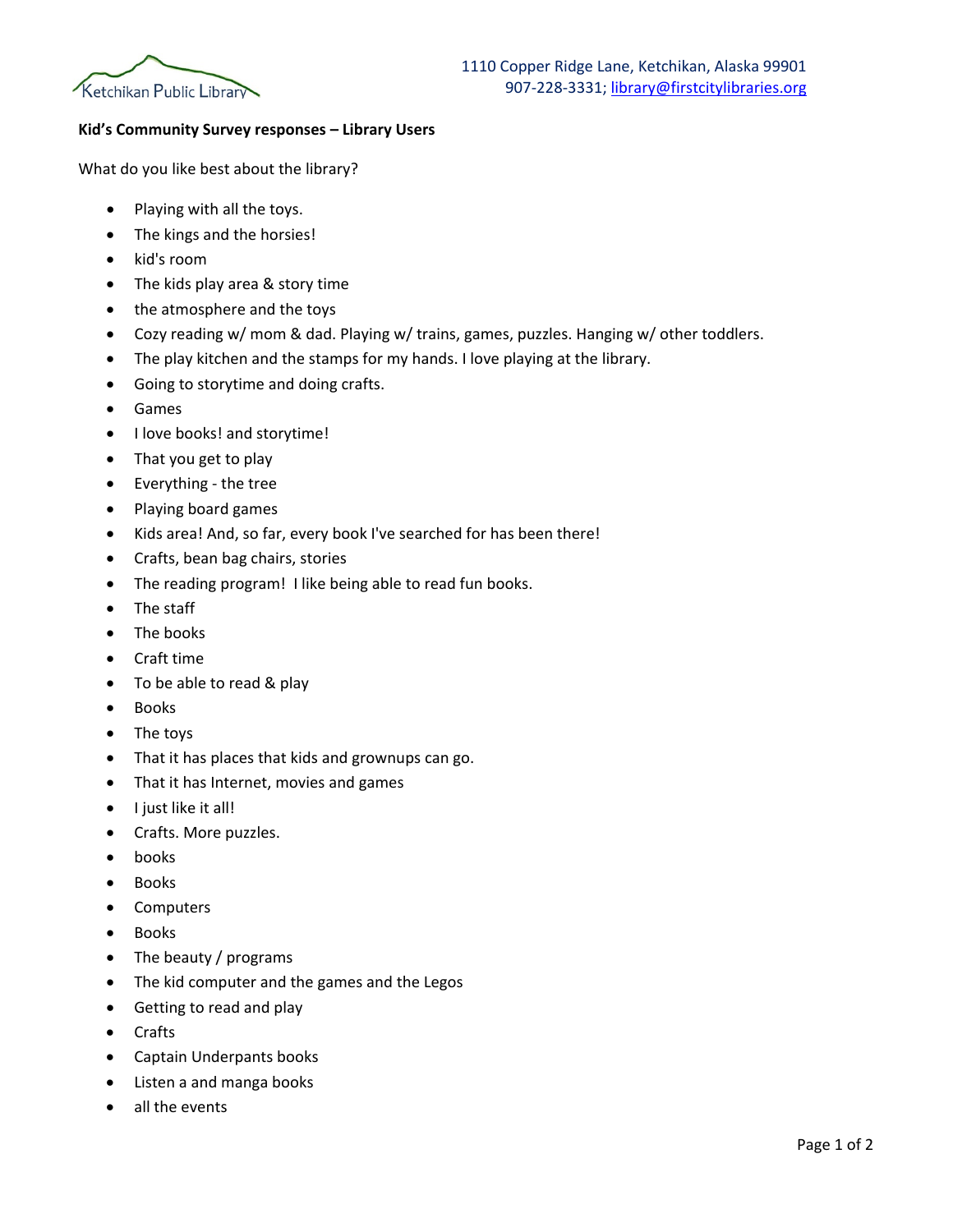Ketchikan Public Library

1110 Copper Ridge Lane, Ketchikan, Alaska 99901
907-228-3331; library@firstcitylibraries.org

**Kid's Community Survey responses – Library Users**

What do you like best about the library?

- Playing with all the toys.
- The kings and the horsies!
- kid's room
- The kids play area & story time
- the atmosphere and the toys
- Cozy reading w/ mom & dad. Playing w/ trains, games, puzzles. Hanging w/ other toddlers.
- The play kitchen and the stamps for my hands. I love playing at the library.
- Going to storytime and doing crafts.
- Games
- I love books! and storytime!
- That you get to play
- Everything - the tree
- Playing board games
- Kids area! And, so far, every book I've searched for has been there!
- Crafts, bean bag chairs, stories
- The reading program! I like being able to read fun books.
- The staff
- The books
- Craft time
- To be able to read & play
- Books
- The toys
- That it has places that kids and grownups can go.
- That it has Internet, movies and games
- I just like it all!
- Crafts. More puzzles.
- books
- Books
- Computers
- Books
- The beauty / programs
- The kid computer and the games and the Legos
- Getting to read and play
- Crafts
- Captain Underpants books
- Listen a and manga books
- all the events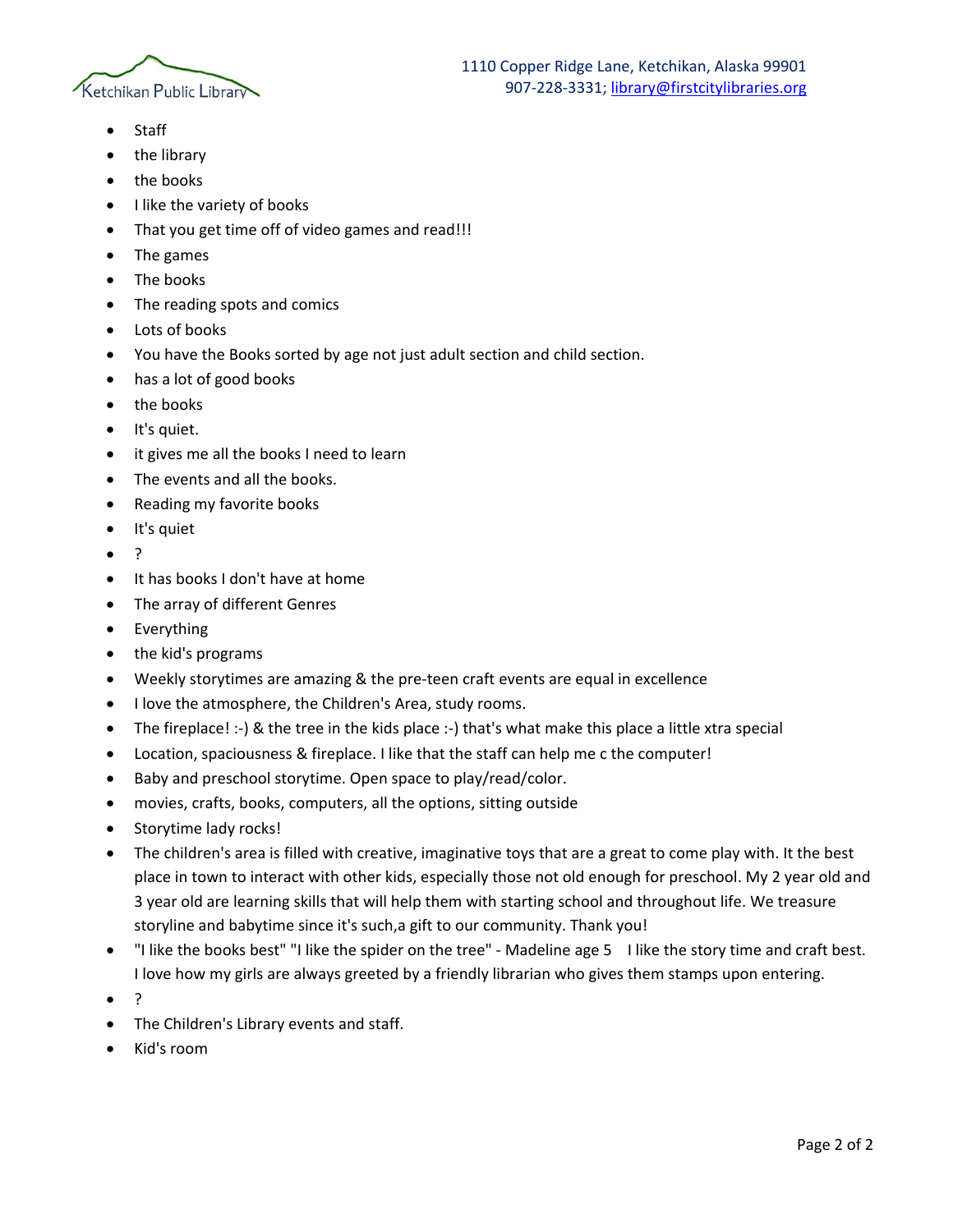- Staff
- the library
- the books
- I like the variety of books
- That you get time off of video games and read!!!
- The games
- The books
- The reading spots and comics
- Lots of books
- You have the Books sorted by age not just adult section and child section.
- has a lot of good books
- the books
- It's quiet.
- it gives me all the books I need to learn
- The events and all the books.
- Reading my favorite books
- It's quiet
- ?
- It has books I don't have at home
- The array of different Genres
- Everything
- the kid's programs
- Weekly storytimes are amazing & the pre-teen craft events are equal in excellence
- I love the atmosphere, the Children's Area, study rooms.
- The fireplace! :-) & the tree in the kids place :-) that's what make this place a little xtra special
- Location, spaciousness & fireplace. I like that the staff can help me c the computer!
- Baby and preschool storytime. Open space to play/read/color.
- movies, crafts, books, computers, all the options, sitting outside
- Storytime lady rocks!
- The children's area is filled with creative, imaginative toys that are a great to come play with. It the best place in town to interact with other kids, especially those not old enough for preschool. My 2 year old and 3 year old are learning skills that will help them with starting school and throughout life. We treasure storyline and babytime since it's such,a gift to our community. Thank you!
- "I like the books best" "I like the spider on the tree" - Madeline age 5 I like the story time and craft best. I love how my girls are always greeted by a friendly librarian who gives them stamps upon entering.
- ?
- The Children's Library events and staff.
- Kid's room